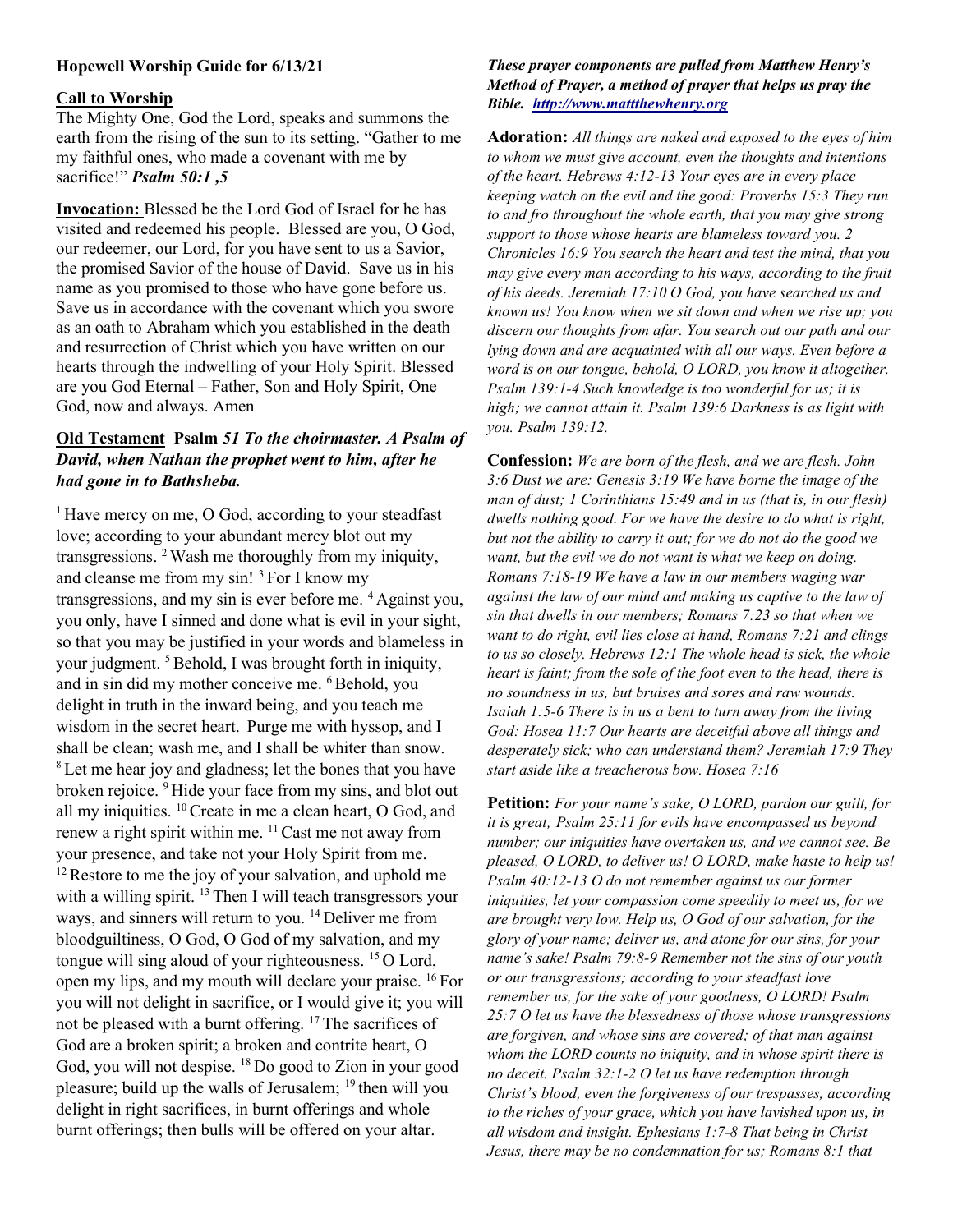**Hopewell Worship Guide for 6/13/21**

**Call to Worship**

The Mighty One, God the Lord, speaks and summons the earth from the rising of the sun to its setting. "Gather to me my faithful ones, who made a covenant with me by sacrifice!" ***Psalm 50:1 ,5***

**Invocation:** Blessed be the Lord God of Israel for he has visited and redeemed his people. Blessed are you, O God, our redeemer, our Lord, for you have sent to us a Savior, the promised Savior of the house of David. Save us in his name as you promised to those who have gone before us. Save us in accordance with the covenant which you swore as an oath to Abraham which you established in the death and resurrection of Christ which you have written on our hearts through the indwelling of your Holy Spirit. Blessed are you God Eternal – Father, Son and Holy Spirit, One God, now and always. Amen

**Old Testament Psalm *51 To the choirmaster. A Psalm of David, when Nathan the prophet went to him, after he had gone in to Bathsheba.***

[1] Have mercy on me, O God, according to your steadfast love; according to your abundant mercy blot out my transgressions. [2] Wash me thoroughly from my iniquity, and cleanse me from my sin! [3] For I know my transgressions, and my sin is ever before me. [4] Against you, you only, have I sinned and done what is evil in your sight, so that you may be justified in your words and blameless in your judgment. [5] Behold, I was brought forth in iniquity, and in sin did my mother conceive me. [6] Behold, you delight in truth in the inward being, and you teach me wisdom in the secret heart. Purge me with hyssop, and I shall be clean; wash me, and I shall be whiter than snow. [8] Let me hear joy and gladness; let the bones that you have broken rejoice. [9] Hide your face from my sins, and blot out all my iniquities. [10] Create in me a clean heart, O God, and renew a right spirit within me. [11] Cast me not away from your presence, and take not your Holy Spirit from me. [12] Restore to me the joy of your salvation, and uphold me with a willing spirit. [13] Then I will teach transgressors your ways, and sinners will return to you. [14] Deliver me from bloodguiltiness, O God, O God of my salvation, and my tongue will sing aloud of your righteousness. [15] O Lord, open my lips, and my mouth will declare your praise. [16] For you will not delight in sacrifice, or I would give it; you will not be pleased with a burnt offering. [17] The sacrifices of God are a broken spirit; a broken and contrite heart, O God, you will not despise. [18] Do good to Zion in your good pleasure; build up the walls of Jerusalem; [19] then will you delight in right sacrifices, in burnt offerings and whole burnt offerings; then bulls will be offered on your altar.

***These prayer components are pulled from Matthew Henry's Method of Prayer, a method of prayer that helps us pray the Bible. http://www.mattthewhenry.org***

**Adoration:** *All things are naked and exposed to the eyes of him to whom we must give account, even the thoughts and intentions of the heart. Hebrews 4:12-13 Your eyes are in every place keeping watch on the evil and the good: Proverbs 15:3 They run to and fro throughout the whole earth, that you may give strong support to those whose hearts are blameless toward you. 2 Chronicles 16:9 You search the heart and test the mind, that you may give every man according to his ways, according to the fruit of his deeds. Jeremiah 17:10 O God, you have searched us and known us! You know when we sit down and when we rise up; you discern our thoughts from afar. You search out our path and our lying down and are acquainted with all our ways. Even before a word is on our tongue, behold, O LORD, you know it altogether. Psalm 139:1-4 Such knowledge is too wonderful for us; it is high; we cannot attain it. Psalm 139:6 Darkness is as light with you. Psalm 139:12.*

**Confession:** *We are born of the flesh, and we are flesh. John 3:6 Dust we are: Genesis 3:19 We have borne the image of the man of dust; 1 Corinthians 15:49 and in us (that is, in our flesh) dwells nothing good. For we have the desire to do what is right, but not the ability to carry it out; for we do not do the good we want, but the evil we do not want is what we keep on doing. Romans 7:18-19 We have a law in our members waging war against the law of our mind and making us captive to the law of sin that dwells in our members; Romans 7:23 so that when we want to do right, evil lies close at hand, Romans 7:21 and clings to us so closely. Hebrews 12:1 The whole head is sick, the whole heart is faint; from the sole of the foot even to the head, there is no soundness in us, but bruises and sores and raw wounds. Isaiah 1:5-6 There is in us a bent to turn away from the living God: Hosea 11:7 Our hearts are deceitful above all things and desperately sick; who can understand them? Jeremiah 17:9 They start aside like a treacherous bow. Hosea 7:16*

**Petition:** *For your name's sake, O LORD, pardon our guilt, for it is great; Psalm 25:11 for evils have encompassed us beyond number; our iniquities have overtaken us, and we cannot see. Be pleased, O LORD, to deliver us! O LORD, make haste to help us! Psalm 40:12-13 O do not remember against us our former iniquities, let your compassion come speedily to meet us, for we are brought very low. Help us, O God of our salvation, for the glory of your name; deliver us, and atone for our sins, for your name's sake! Psalm 79:8-9 Remember not the sins of our youth or our transgressions; according to your steadfast love remember us, for the sake of your goodness, O LORD! Psalm 25:7 O let us have the blessedness of those whose transgressions are forgiven, and whose sins are covered; of that man against whom the LORD counts no iniquity, and in whose spirit there is no deceit. Psalm 32:1-2 O let us have redemption through Christ's blood, even the forgiveness of our trespasses, according to the riches of your grace, which you have lavished upon us, in all wisdom and insight. Ephesians 1:7-8 That being in Christ Jesus, there may be no condemnation for us; Romans 8:1 that*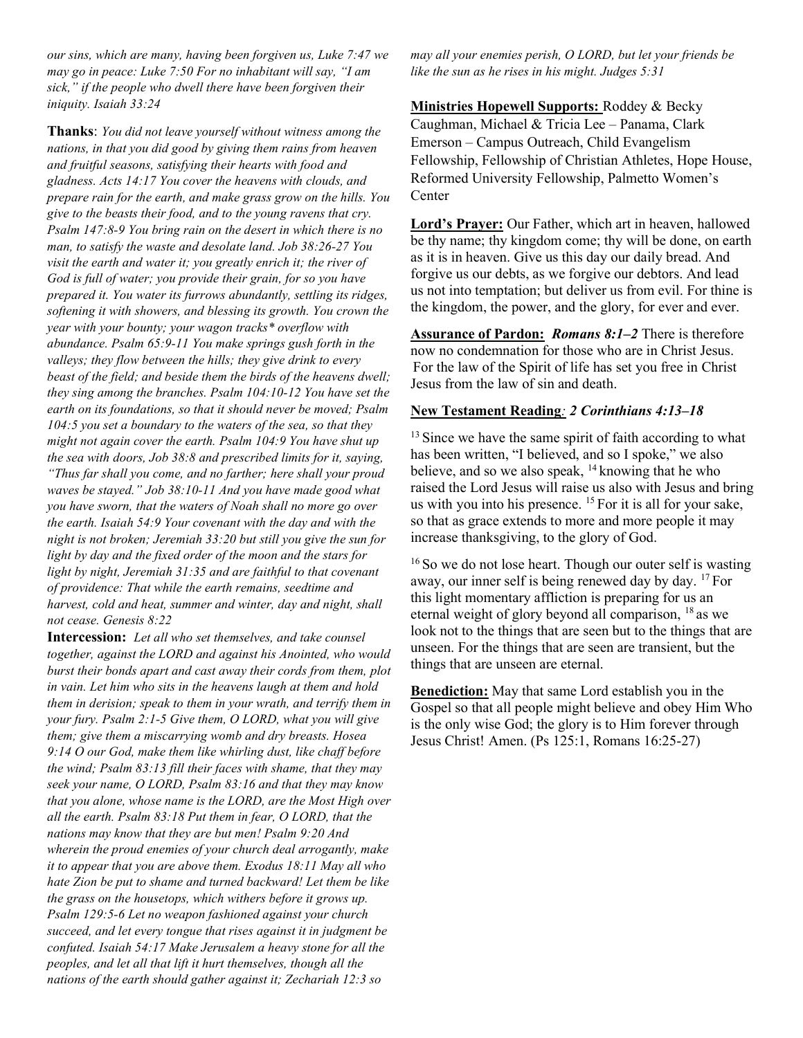*our sins, which are many, having been forgiven us, Luke 7:47 we may go in peace: Luke 7:50 For no inhabitant will say, "I am sick," if the people who dwell there have been forgiven their iniquity. Isaiah 33:24*

**Thanks**: *You did not leave yourself without witness among the nations, in that you did good by giving them rains from heaven and fruitful seasons, satisfying their hearts with food and gladness. Acts 14:17 You cover the heavens with clouds, and prepare rain for the earth, and make grass grow on the hills. You give to the beasts their food, and to the young ravens that cry. Psalm 147:8-9 You bring rain on the desert in which there is no man, to satisfy the waste and desolate land. Job 38:26-27 You visit the earth and water it; you greatly enrich it; the river of God is full of water; you provide their grain, for so you have prepared it. You water its furrows abundantly, settling its ridges, softening it with showers, and blessing its growth. You crown the year with your bounty; your wagon tracks* overflow with abundance. Psalm 65:9-11 You make springs gush forth in the valleys; they flow between the hills; they give drink to every beast of the field; and beside them the birds of the heavens dwell; they sing among the branches. Psalm 104:10-12 You have set the earth on its foundations, so that it should never be moved; Psalm 104:5 you set a boundary to the waters of the sea, so that they might not again cover the earth. Psalm 104:9 You have shut up the sea with doors, Job 38:8 and prescribed limits for it, saying, "Thus far shall you come, and no farther; here shall your proud waves be stayed." Job 38:10-11 And you have made good what you have sworn, that the waters of Noah shall no more go over the earth. Isaiah 54:9 Your covenant with the day and with the night is not broken; Jeremiah 33:20 but still you give the sun for light by day and the fixed order of the moon and the stars for light by night, Jeremiah 31:35 and are faithful to that covenant of providence: That while the earth remains, seedtime and harvest, cold and heat, summer and winter, day and night, shall not cease. Genesis 8:22*

**Intercession:** *Let all who set themselves, and take counsel together, against the LORD and against his Anointed, who would burst their bonds apart and cast away their cords from them, plot in vain. Let him who sits in the heavens laugh at them and hold them in derision; speak to them in your wrath, and terrify them in your fury. Psalm 2:1-5 Give them, O LORD, what you will give them; give them a miscarrying womb and dry breasts. Hosea 9:14 O our God, make them like whirling dust, like chaff before the wind; Psalm 83:13 fill their faces with shame, that they may seek your name, O LORD, Psalm 83:16 and that they may know that you alone, whose name is the LORD, are the Most High over all the earth. Psalm 83:18 Put them in fear, O LORD, that the nations may know that they are but men! Psalm 9:20 And wherein the proud enemies of your church deal arrogantly, make it to appear that you are above them. Exodus 18:11 May all who hate Zion be put to shame and turned backward! Let them be like the grass on the housetops, which withers before it grows up. Psalm 129:5-6 Let no weapon fashioned against your church succeed, and let every tongue that rises against it in judgment be confuted. Isaiah 54:17 Make Jerusalem a heavy stone for all the peoples, and let all that lift it hurt themselves, though all the nations of the earth should gather against it; Zechariah 12:3 so may all your enemies perish, O LORD, but let your friends be like the sun as he rises in his might. Judges 5:31*

**Ministries Hopewell Supports:** Roddey & Becky Caughman, Michael & Tricia Lee – Panama, Clark Emerson – Campus Outreach, Child Evangelism Fellowship, Fellowship of Christian Athletes, Hope House, Reformed University Fellowship, Palmetto Women's Center

**Lord's Prayer:** Our Father, which art in heaven, hallowed be thy name; thy kingdom come; thy will be done, on earth as it is in heaven. Give us this day our daily bread. And forgive us our debts, as we forgive our debtors. And lead us not into temptation; but deliver us from evil. For thine is the kingdom, the power, and the glory, for ever and ever.

**Assurance of Pardon:** ***Romans 8:1–2*** There is therefore now no condemnation for those who are in Christ Jesus. For the law of the Spirit of life has set you free in Christ Jesus from the law of sin and death.

**New Testament Reading**: ***2 Corinthians 4:13–18***

[13] Since we have the same spirit of faith according to what has been written, "I believed, and so I spoke," we also believe, and so we also speak, [14] knowing that he who raised the Lord Jesus will raise us also with Jesus and bring us with you into his presence. [15] For it is all for your sake, so that as grace extends to more and more people it may increase thanksgiving, to the glory of God.

[16] So we do not lose heart. Though our outer self is wasting away, our inner self is being renewed day by day. [17] For this light momentary affliction is preparing for us an eternal weight of glory beyond all comparison, [18] as we look not to the things that are seen but to the things that are unseen. For the things that are seen are transient, but the things that are unseen are eternal.

**Benediction:** May that same Lord establish you in the Gospel so that all people might believe and obey Him Who is the only wise God; the glory is to Him forever through Jesus Christ! Amen. (Ps 125:1, Romans 16:25-27)